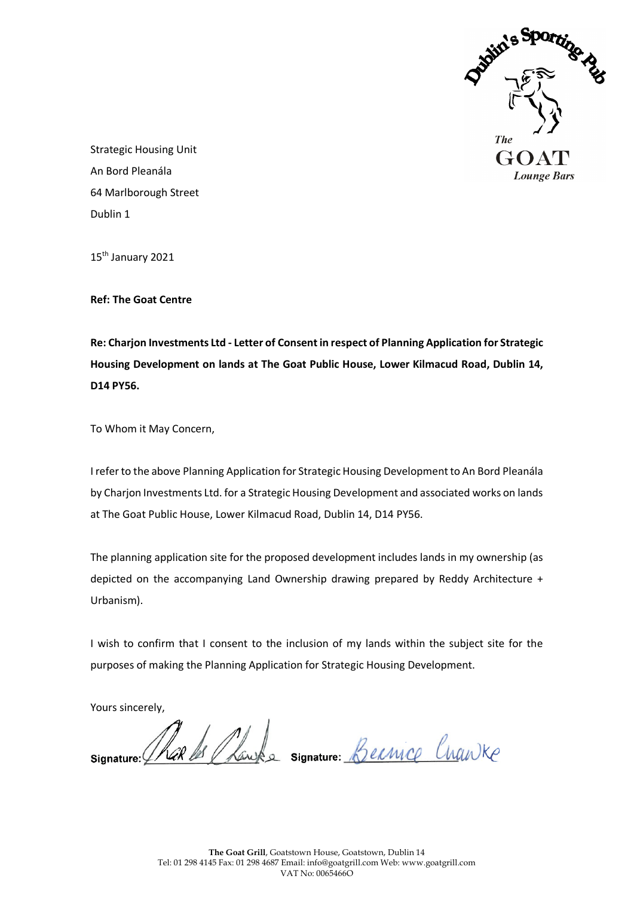Strategic Housing Unit
An Bord Pleanála
64 Marlborough Street
Dublin 1

15th January 2021

**Ref: The Goat Centre**

**Re: Charjon Investments Ltd - Letter of Consent in respect of Planning Application for Strategic Housing Development on lands at The Goat Public House, Lower Kilmacud Road, Dublin 14, D14 PY56.**

To Whom it May Concern,

I refer to the above Planning Application for Strategic Housing Development to An Bord Pleanála by Charjon Investments Ltd. for a Strategic Housing Development and associated works on lands at The Goat Public House, Lower Kilmacud Road, Dublin 14, D14 PY56.

The planning application site for the proposed development includes lands in my ownership (as depicted on the accompanying Land Ownership drawing prepared by Reddy Architecture + Urbanism).

I wish to confirm that I consent to the inclusion of my lands within the subject site for the purposes of making the Planning Application for Strategic Housing Development.

Yours sincerely,

Signature: Charles Chawke Signature: Bernice Chawke

**The Goat Grill**, Goatstown House, Goatstown, Dublin 14
Tel: 01 298 4145 Fax: 01 298 4687 Email: info@goatgrill.com Web: www.goatgrill.com
VAT No: 0065466O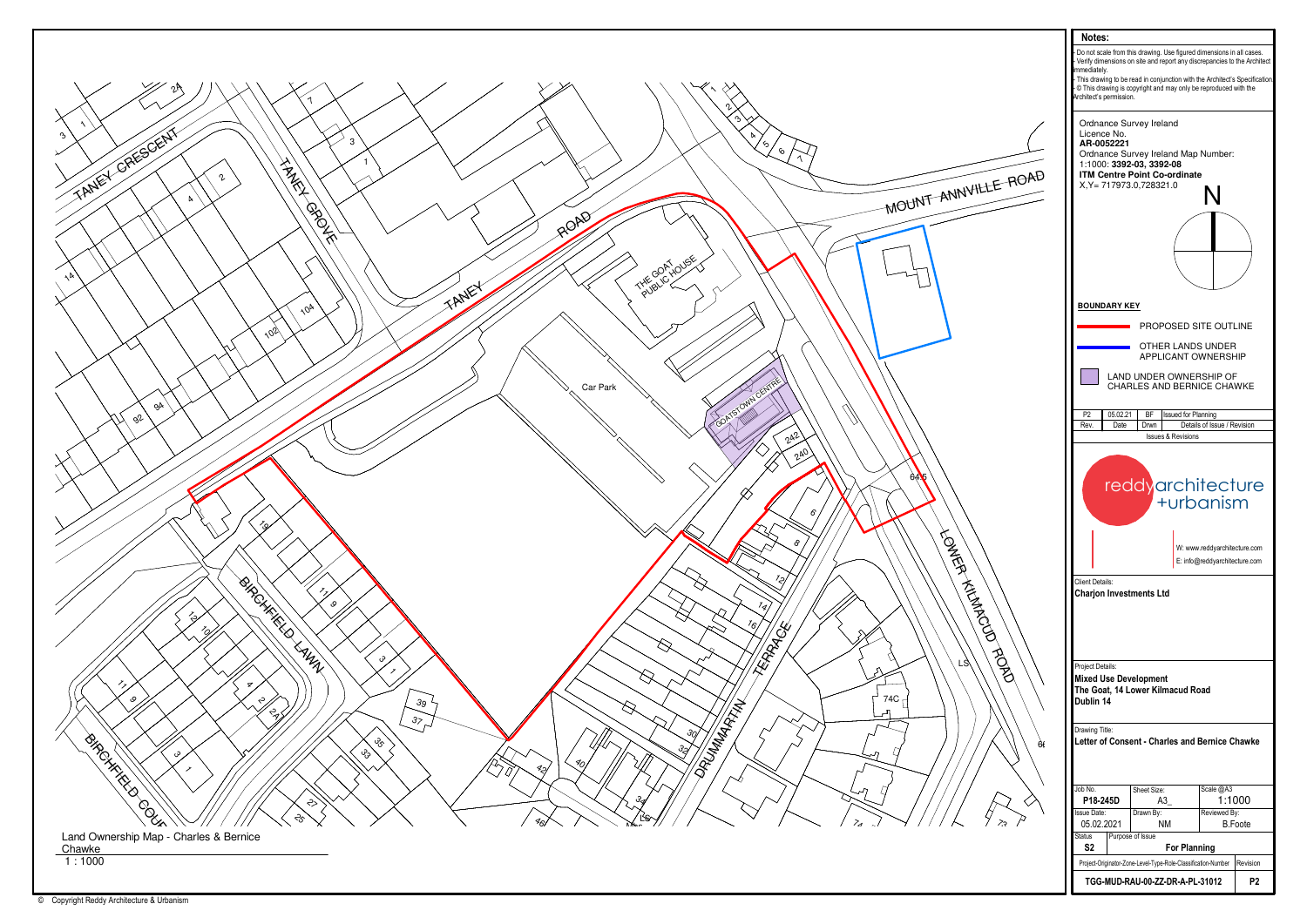Land Ownership Map - Charles & Bernice Chawke

1 : 1000

## Notes:

- Do not scale from this drawing. Use figured dimensions in all cases.
- Verify dimensions on site and report any discrepancies to the Architect immediately.
- This drawing to be read in conjunction with the Architect's Specification.
- © This drawing is copyright and may only be reproduced with the Architect's permission.

Ordnance Survey Ireland
Licence No.
**AR-0052221**
Ordnance Survey Ireland Map Number:
1:1000: **3392-03, 3392-08**
**ITM Centre Point Co-ordinate**
X,Y= 717973.0,728321.0

N

**BOUNDARY KEY**

- PROPOSED SITE OUTLINE
- OTHER LANDS UNDER APPLICANT OWNERSHIP
- LAND UNDER OWNERSHIP OF CHARLES AND BERNICE CHAWKE

| Rev. | Date | Drwn | Details of Issue / Revision |
|---|---|---|---|
| P2 | 05.02.21 | BF | Issued for Planning |

Issues & Revisions

reddy architecture +urbanism

W: www.reddyarchitecture.com
E: info@reddyarchitecture.com

Client Details:
**Charjon Investments Ltd**

Project Details:
**Mixed Use Development**
**The Goat, 14 Lower Kilmacud Road**
**Dublin 14**

Drawing Title:
**Letter of Consent - Charles and Bernice Chawke**

| Job No. | Sheet Size: | Scale @A3 |
|---|---|---|
| P18-245D | A3 | 1:1000 |
| Issue Date: | Drawn By: | Reviewed By: |
| 05.02.2021 | NM | B.Foote |

| Status | Purpose of Issue |
|---|---|
| S2 | For Planning |

| Project-Originator-Zone-Level-Type-Role-Classification-Number | Revision |
|---|---|
| TGG-MUD-RAU-00-ZZ-DR-A-PL-31012 | P2 |

© Copyright Reddy Architecture & Urbanism